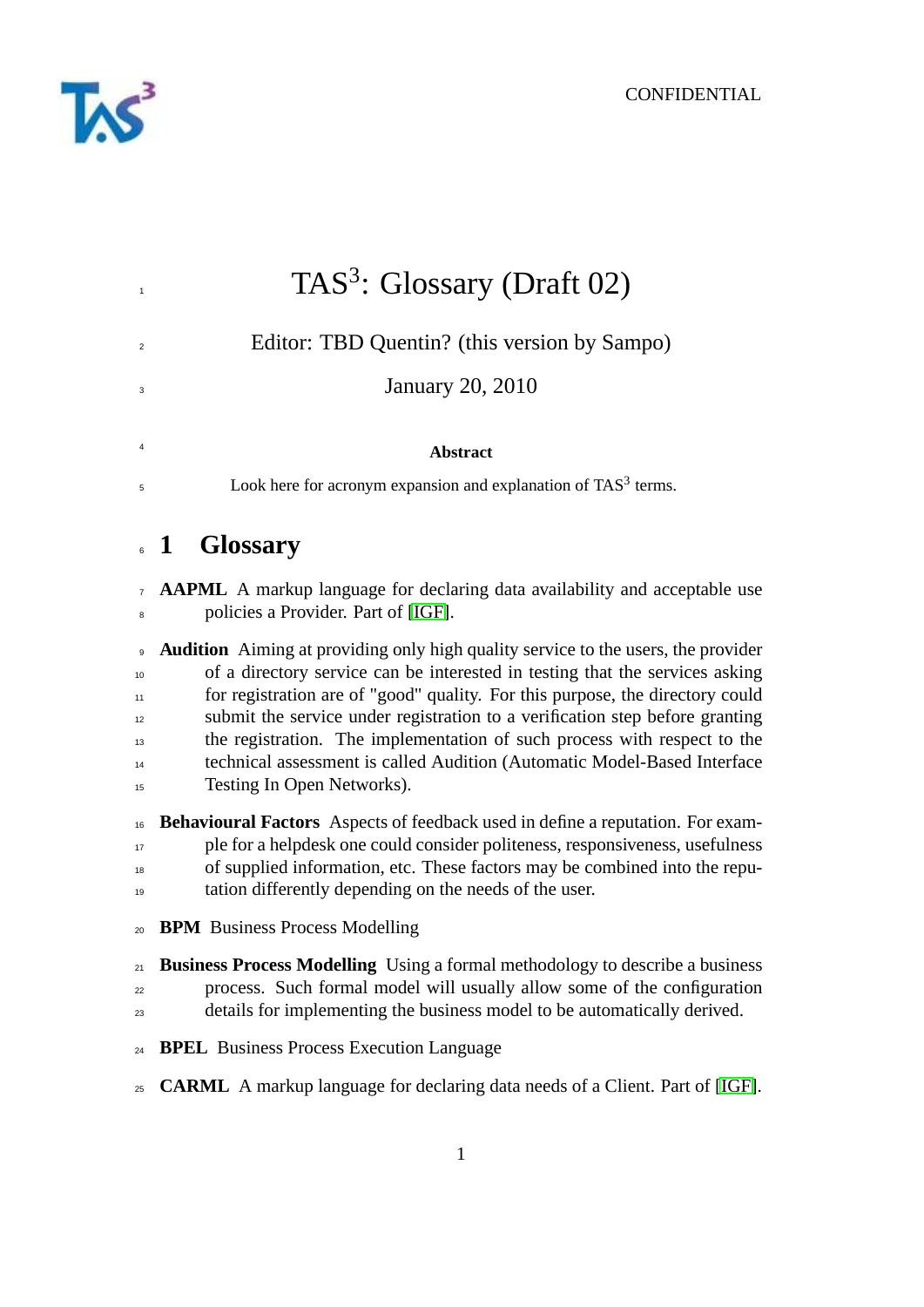CONFIDENTIAL

# TAS$^3$: Glossary (Draft 02)

Editor: TBD Quentin? (this version by Sampo)

January 20, 2010

**Abstract**

Look here for acronym expansion and explanation of TAS$^3$ terms.

## 1 Glossary

**AAPML** A markup language for declaring data availability and acceptable use policies a Provider. Part of [IGF].

**Audition** Aiming at providing only high quality service to the users, the provider of a directory service can be interested in testing that the services asking for registration are of "good" quality. For this purpose, the directory could submit the service under registration to a verification step before granting the registration. The implementation of such process with respect to the technical assessment is called Audition (Automatic Model-Based Interface Testing In Open Networks).

**Behavioural Factors** Aspects of feedback used in define a reputation. For example for a helpdesk one could consider politeness, responsiveness, usefulness of supplied information, etc. These factors may be combined into the reputation differently depending on the needs of the user.

**BPM** Business Process Modelling

**Business Process Modelling** Using a formal methodology to describe a business process. Such formal model will usually allow some of the configuration details for implementing the business model to be automatically derived.

**BPEL** Business Process Execution Language

**CARML** A markup language for declaring data needs of a Client. Part of [IGF].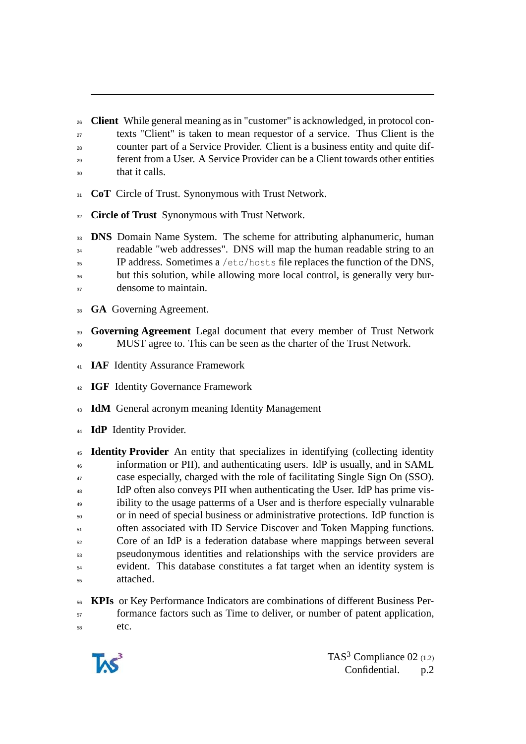**Client** While general meaning as in "customer" is acknowledged, in protocol contexts "Client" is taken to mean requestor of a service. Thus Client is the counter part of a Service Provider. Client is a business entity and quite different from a User. A Service Provider can be a Client towards other entities that it calls.

**CoT** Circle of Trust. Synonymous with Trust Network.

**Circle of Trust** Synonymous with Trust Network.

**DNS** Domain Name System. The scheme for attributing alphanumeric, human readable "web addresses". DNS will map the human readable string to an IP address. Sometimes a `/etc/hosts` file replaces the function of the DNS, but this solution, while allowing more local control, is generally very burdensome to maintain.

**GA** Governing Agreement.

**Governing Agreement** Legal document that every member of Trust Network MUST agree to. This can be seen as the charter of the Trust Network.

**IAF** Identity Assurance Framework

**IGF** Identity Governance Framework

**IdM** General acronym meaning Identity Management

**IdP** Identity Provider.

**Identity Provider** An entity that specializes in identifying (collecting identity information or PII), and authenticating users. IdP is usually, and in SAML case especially, charged with the role of facilitating Single Sign On (SSO). IdP often also conveys PII when authenticating the User. IdP has prime visibility to the usage patterms of a User and is therfore especially vulnarable or in need of special business or administrative protections. IdP function is often associated with ID Service Discover and Token Mapping functions. Core of an IdP is a federation database where mappings between several pseudonymous identities and relationships with the service providers are evident. This database constitutes a fat target when an identity system is attached.

**KPIs** or Key Performance Indicators are combinations of different Business Performance factors such as Time to deliver, or number of patent application, etc.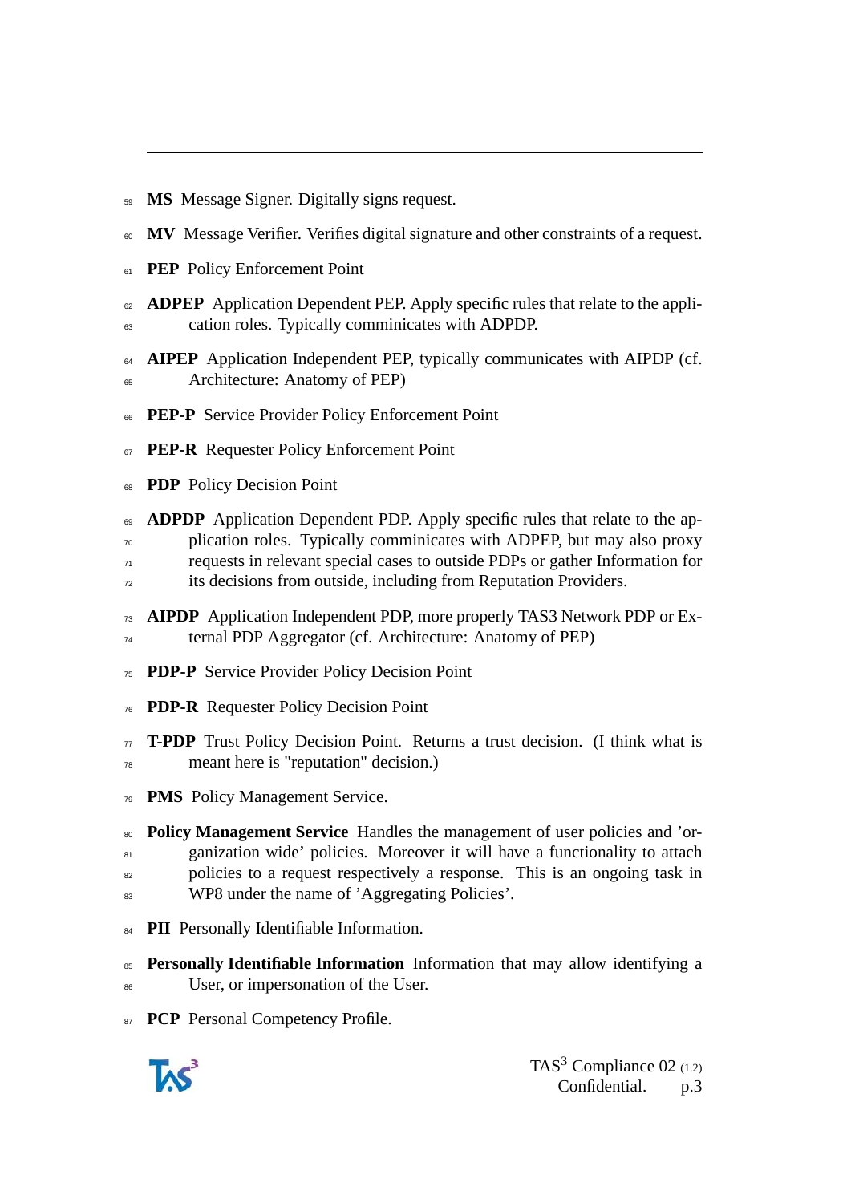**MS** Message Signer. Digitally signs request.

**MV** Message Verifier. Verifies digital signature and other constraints of a request.

**PEP** Policy Enforcement Point

**ADPEP** Application Dependent PEP. Apply specific rules that relate to the application roles. Typically comminicates with ADPDP.

**AIPEP** Application Independent PEP, typically communicates with AIPDP (cf. Architecture: Anatomy of PEP)

**PEP-P** Service Provider Policy Enforcement Point

**PEP-R** Requester Policy Enforcement Point

**PDP** Policy Decision Point

**ADPDP** Application Dependent PDP. Apply specific rules that relate to the application roles. Typically comminicates with ADPEP, but may also proxy requests in relevant special cases to outside PDPs or gather Information for its decisions from outside, including from Reputation Providers.

**AIPDP** Application Independent PDP, more properly TAS3 Network PDP or External PDP Aggregator (cf. Architecture: Anatomy of PEP)

**PDP-P** Service Provider Policy Decision Point

**PDP-R** Requester Policy Decision Point

**T-PDP** Trust Policy Decision Point. Returns a trust decision. (I think what is meant here is "reputation" decision.)

**PMS** Policy Management Service.

**Policy Management Service** Handles the management of user policies and 'organization wide' policies. Moreover it will have a functionality to attach policies to a request respectively a response. This is an ongoing task in WP8 under the name of 'Aggregating Policies'.

**PII** Personally Identifiable Information.

**Personally Identifiable Information** Information that may allow identifying a User, or impersonation of the User.

**PCP** Personal Competency Profile.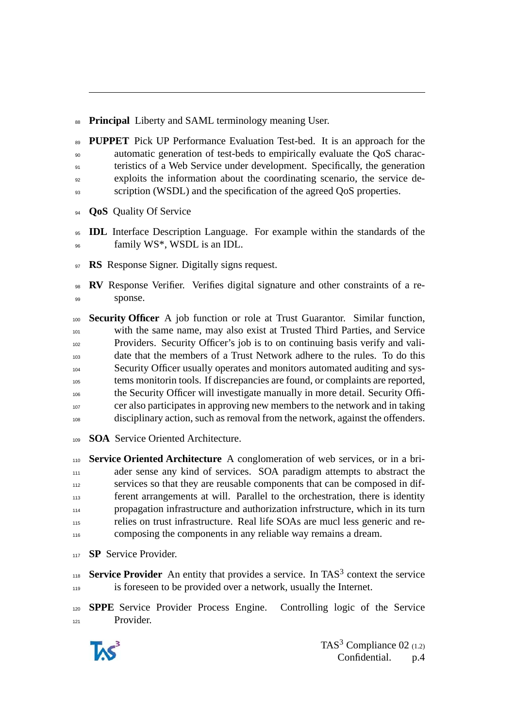**Principal** Liberty and SAML terminology meaning User.

**PUPPET** Pick UP Performance Evaluation Test-bed. It is an approach for the automatic generation of test-beds to empirically evaluate the QoS characteristics of a Web Service under development. Specifically, the generation exploits the information about the coordinating scenario, the service description (WSDL) and the specification of the agreed QoS properties.

**QoS** Quality Of Service

**IDL** Interface Description Language. For example within the standards of the family WS*, WSDL is an IDL.

**RS** Response Signer. Digitally signs request.

**RV** Response Verifier. Verifies digital signature and other constraints of a response.

**Security Officer** A job function or role at Trust Guarantor. Similar function, with the same name, may also exist at Trusted Third Parties, and Service Providers. Security Officer's job is to on continuing basis verify and validate that the members of a Trust Network adhere to the rules. To do this Security Officer usually operates and monitors automated auditing and systems monitorin tools. If discrepancies are found, or complaints are reported, the Security Officer will investigate manually in more detail. Security Officer also participates in approving new members to the network and in taking disciplinary action, such as removal from the network, against the offenders.

**SOA** Service Oriented Architecture.

**Service Oriented Architecture** A conglomeration of web services, or in a briader sense any kind of services. SOA paradigm attempts to abstract the services so that they are reusable components that can be composed in different arrangements at will. Parallel to the orchestration, there is identity propagation infrastructure and authorization infrstructure, which in its turn relies on trust infrastructure. Real life SOAs are mucl less generic and recomposing the components in any reliable way remains a dream.

**SP** Service Provider.

**Service Provider** An entity that provides a service. In TAS$^3$ context the service is foreseen to be provided over a network, usually the Internet.

**SPPE** Service Provider Process Engine. Controlling logic of the Service Provider.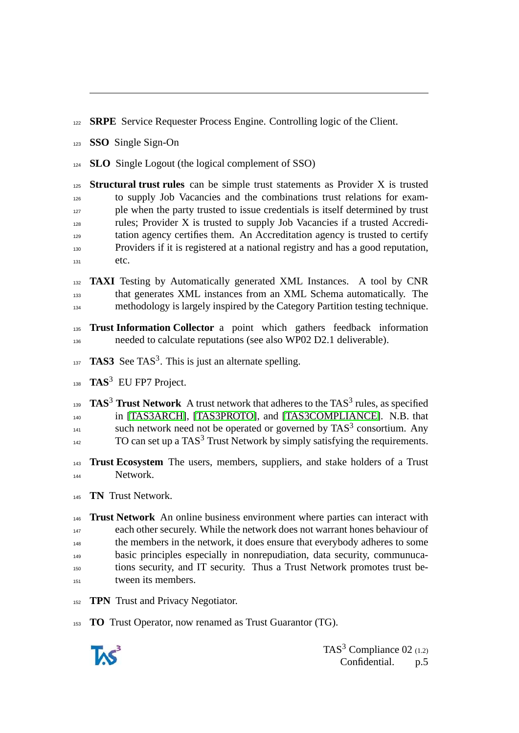**SRPE** Service Requester Process Engine. Controlling logic of the Client.

**SSO** Single Sign-On

**SLO** Single Logout (the logical complement of SSO)

**Structural trust rules** can be simple trust statements as Provider X is trusted to supply Job Vacancies and the combinations trust relations for example when the party trusted to issue credentials is itself determined by trust rules; Provider X is trusted to supply Job Vacancies if a trusted Accreditation agency certifies them. An Accreditation agency is trusted to certify Providers if it is registered at a national registry and has a good reputation, etc.

**TAXI** Testing by Automatically generated XML Instances. A tool by CNR that generates XML instances from an XML Schema automatically. The methodology is largely inspired by the Category Partition testing technique.

**Trust Information Collector** a point which gathers feedback information needed to calculate reputations (see also WP02 D2.1 deliverable).

**TAS3** See TAS$^3$. This is just an alternate spelling.

**TAS$^3$** EU FP7 Project.

**TAS$^3$ Trust Network** A trust network that adheres to the TAS$^3$ rules, as specified in [TAS3ARCH], [TAS3PROTO], and [TAS3COMPLIANCE]. N.B. that such network need not be operated or governed by TAS$^3$ consortium. Any TO can set up a TAS$^3$ Trust Network by simply satisfying the requirements.

**Trust Ecosystem** The users, members, suppliers, and stake holders of a Trust Network.

**TN** Trust Network.

**Trust Network** An online business environment where parties can interact with each other securely. While the network does not warrant hones behaviour of the members in the network, it does ensure that everybody adheres to some basic principles especially in nonrepudiation, data security, communucations security, and IT security. Thus a Trust Network promotes trust between its members.

**TPN** Trust and Privacy Negotiator.

**TO** Trust Operator, now renamed as Trust Guarantor (TG).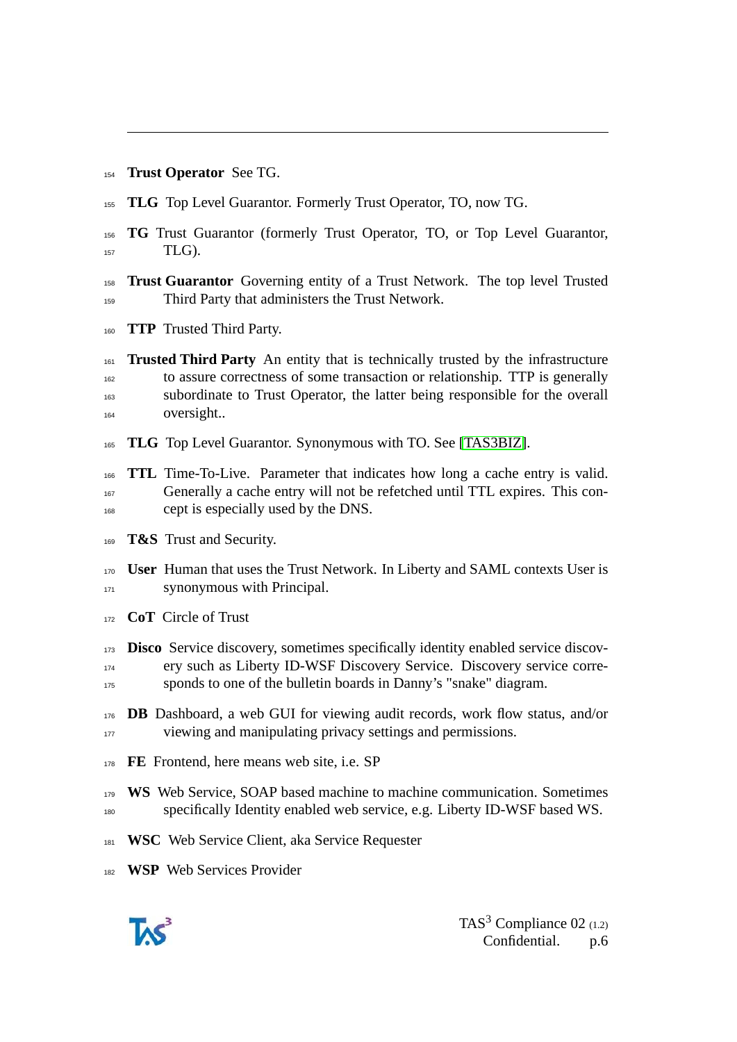**Trust Operator** See TG.

**TLG** Top Level Guarantor. Formerly Trust Operator, TO, now TG.

**TG** Trust Guarantor (formerly Trust Operator, TO, or Top Level Guarantor, TLG).

**Trust Guarantor** Governing entity of a Trust Network. The top level Trusted Third Party that administers the Trust Network.

**TTP** Trusted Third Party.

**Trusted Third Party** An entity that is technically trusted by the infrastructure to assure correctness of some transaction or relationship. TTP is generally subordinate to Trust Operator, the latter being responsible for the overall oversight..

**TLG** Top Level Guarantor. Synonymous with TO. See [TAS3BIZ].

**TTL** Time-To-Live. Parameter that indicates how long a cache entry is valid. Generally a cache entry will not be refetched until TTL expires. This concept is especially used by the DNS.

**T&S** Trust and Security.

**User** Human that uses the Trust Network. In Liberty and SAML contexts User is synonymous with Principal.

**CoT** Circle of Trust

**Disco** Service discovery, sometimes specifically identity enabled service discovery such as Liberty ID-WSF Discovery Service. Discovery service corresponds to one of the bulletin boards in Danny's "snake" diagram.

**DB** Dashboard, a web GUI for viewing audit records, work flow status, and/or viewing and manipulating privacy settings and permissions.

**FE** Frontend, here means web site, i.e. SP

**WS** Web Service, SOAP based machine to machine communication. Sometimes specifically Identity enabled web service, e.g. Liberty ID-WSF based WS.

**WSC** Web Service Client, aka Service Requester

**WSP** Web Services Provider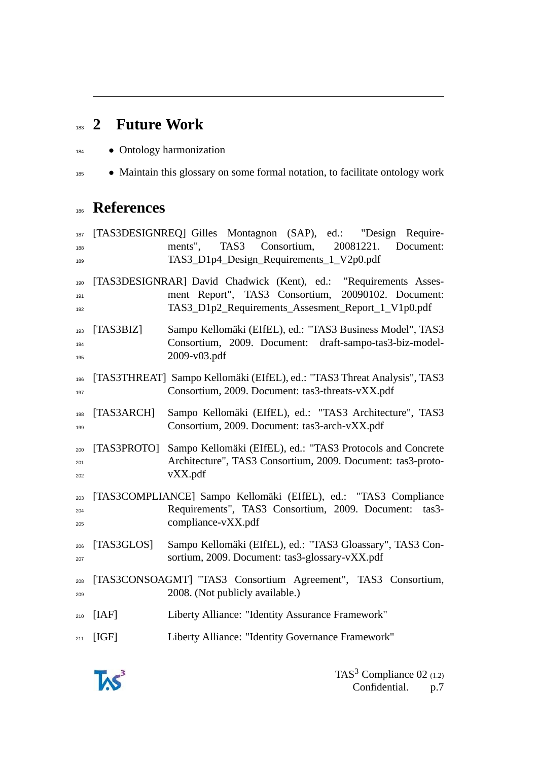# 2 Future Work

- Ontology harmonization
- Maintain this glossary on some formal notation, to facilitate ontology work

# References

[TAS3DESIGNREQ] Gilles Montagnon (SAP), ed.: "Design Requirements", TAS3 Consortium, 20081221. Document: TAS3_D1p4_Design_Requirements_1_V2p0.pdf

[TAS3DESIGNRAR] David Chadwick (Kent), ed.: "Requirements Assesment Report", TAS3 Consortium, 20090102. Document: TAS3_D1p2_Requirements_Assesment_Report_1_V1p0.pdf

[TAS3BIZ] Sampo Kellomäki (EIfEL), ed.: "TAS3 Business Model", TAS3 Consortium, 2009. Document: draft-sampo-tas3-biz-model-2009-v03.pdf

[TAS3THREAT] Sampo Kellomäki (EIfEL), ed.: "TAS3 Threat Analysis", TAS3 Consortium, 2009. Document: tas3-threats-vXX.pdf

[TAS3ARCH] Sampo Kellomäki (EIfEL), ed.: "TAS3 Architecture", TAS3 Consortium, 2009. Document: tas3-arch-vXX.pdf

[TAS3PROTO] Sampo Kellomäki (EIfEL), ed.: "TAS3 Protocols and Concrete Architecture", TAS3 Consortium, 2009. Document: tas3-proto-vXX.pdf

[TAS3COMPLIANCE] Sampo Kellomäki (EIfEL), ed.: "TAS3 Compliance Requirements", TAS3 Consortium, 2009. Document: tas3-compliance-vXX.pdf

[TAS3GLOS] Sampo Kellomäki (EIfEL), ed.: "TAS3 Gloassary", TAS3 Consortium, 2009. Document: tas3-glossary-vXX.pdf

[TAS3CONSOAGMT] "TAS3 Consortium Agreement", TAS3 Consortium, 2008. (Not publicly available.)

[IAF] Liberty Alliance: "Identity Assurance Framework"

[IGF] Liberty Alliance: "Identity Governance Framework"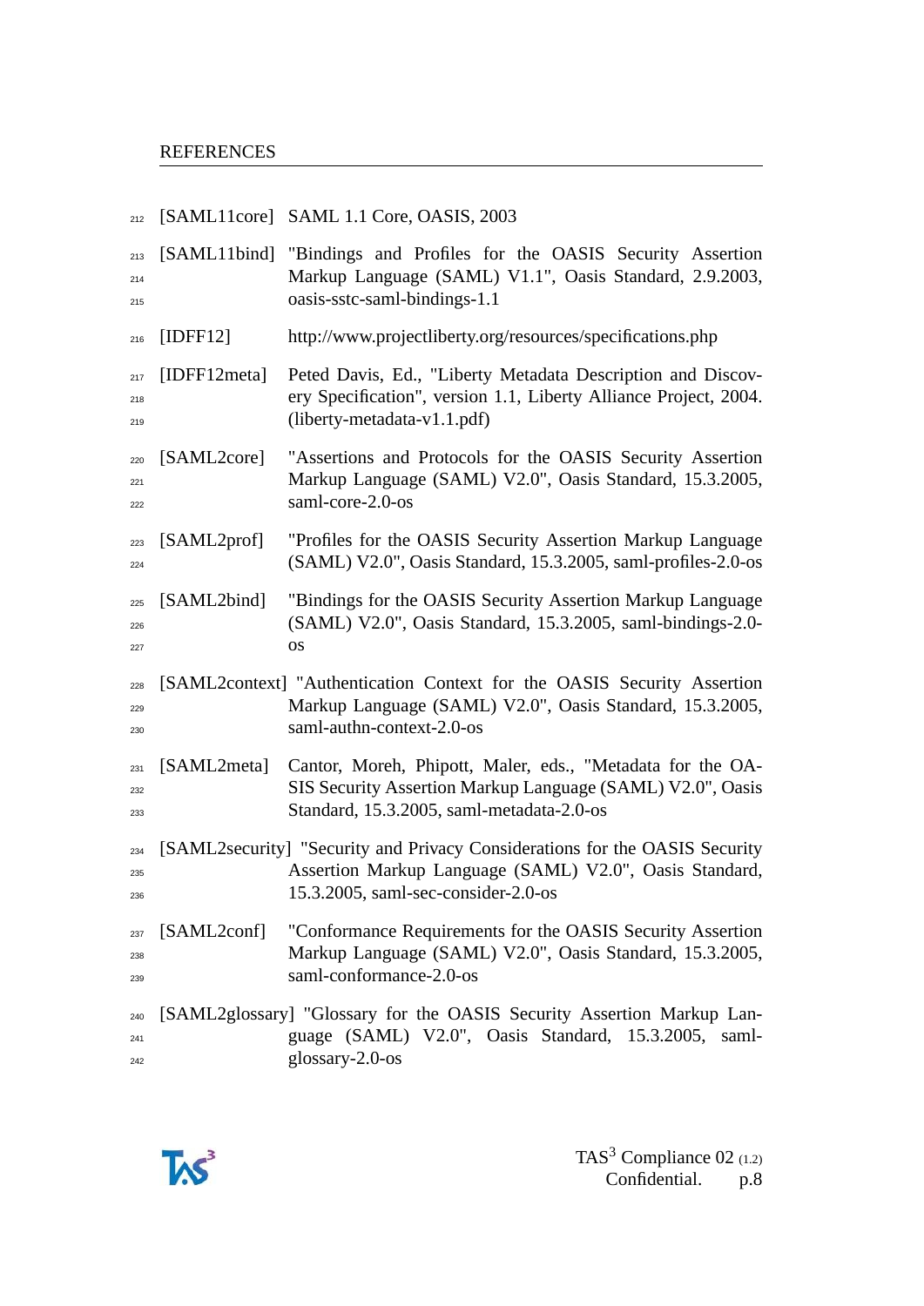[SAML11core] SAML 1.1 Core, OASIS, 2003

[SAML11bind] "Bindings and Profiles for the OASIS Security Assertion Markup Language (SAML) V1.1", Oasis Standard, 2.9.2003, oasis-sstc-saml-bindings-1.1

[IDFF12] http://www.projectliberty.org/resources/specifications.php

[IDFF12meta] Peted Davis, Ed., "Liberty Metadata Description and Discovery Specification", version 1.1, Liberty Alliance Project, 2004. (liberty-metadata-v1.1.pdf)

[SAML2core] "Assertions and Protocols for the OASIS Security Assertion Markup Language (SAML) V2.0", Oasis Standard, 15.3.2005, saml-core-2.0-os

[SAML2prof] "Profiles for the OASIS Security Assertion Markup Language (SAML) V2.0", Oasis Standard, 15.3.2005, saml-profiles-2.0-os

[SAML2bind] "Bindings for the OASIS Security Assertion Markup Language (SAML) V2.0", Oasis Standard, 15.3.2005, saml-bindings-2.0-os

[SAML2context] "Authentication Context for the OASIS Security Assertion Markup Language (SAML) V2.0", Oasis Standard, 15.3.2005, saml-authn-context-2.0-os

[SAML2meta] Cantor, Moreh, Phipott, Maler, eds., "Metadata for the OASIS Security Assertion Markup Language (SAML) V2.0", Oasis Standard, 15.3.2005, saml-metadata-2.0-os

[SAML2security] "Security and Privacy Considerations for the OASIS Security Assertion Markup Language (SAML) V2.0", Oasis Standard, 15.3.2005, saml-sec-consider-2.0-os

[SAML2conf] "Conformance Requirements for the OASIS Security Assertion Markup Language (SAML) V2.0", Oasis Standard, 15.3.2005, saml-conformance-2.0-os

[SAML2glossary] "Glossary for the OASIS Security Assertion Markup Language (SAML) V2.0", Oasis Standard, 15.3.2005, saml-glossary-2.0-os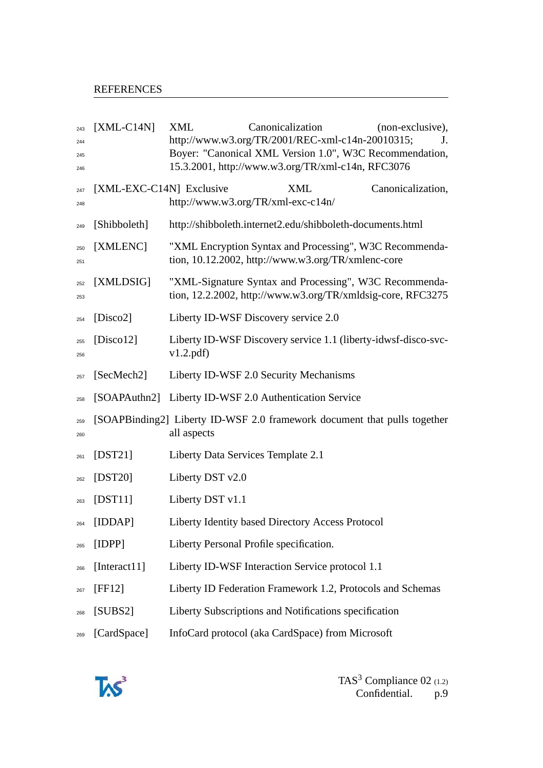REFERENCES

[XML-C14N] XML Canonicalization (non-exclusive), http://www.w3.org/TR/2001/REC-xml-c14n-20010315; J. Boyer: "Canonical XML Version 1.0", W3C Recommendation, 15.3.2001, http://www.w3.org/TR/xml-c14n, RFC3076

[XML-EXC-C14N] Exclusive XML Canonicalization, http://www.w3.org/TR/xml-exc-c14n/

[Shibboleth] http://shibboleth.internet2.edu/shibboleth-documents.html

[XMLENC] "XML Encryption Syntax and Processing", W3C Recommendation, 10.12.2002, http://www.w3.org/TR/xmlenc-core

[XMLDSIG] "XML-Signature Syntax and Processing", W3C Recommendation, 12.2.2002, http://www.w3.org/TR/xmldsig-core, RFC3275

[Disco2] Liberty ID-WSF Discovery service 2.0

[Disco12] Liberty ID-WSF Discovery service 1.1 (liberty-idwsf-disco-svc-v1.2.pdf)

[SecMech2] Liberty ID-WSF 2.0 Security Mechanisms

[SOAPAuthn2] Liberty ID-WSF 2.0 Authentication Service

[SOAPBinding2] Liberty ID-WSF 2.0 framework document that pulls together all aspects

[DST21] Liberty Data Services Template 2.1

[DST20] Liberty DST v2.0

[DST11] Liberty DST v1.1

[IDDAP] Liberty Identity based Directory Access Protocol

[IDPP] Liberty Personal Profile specification.

[Interact11] Liberty ID-WSF Interaction Service protocol 1.1

[FF12] Liberty ID Federation Framework 1.2, Protocols and Schemas

[SUBS2] Liberty Subscriptions and Notifications specification

[CardSpace] InfoCard protocol (aka CardSpace) from Microsoft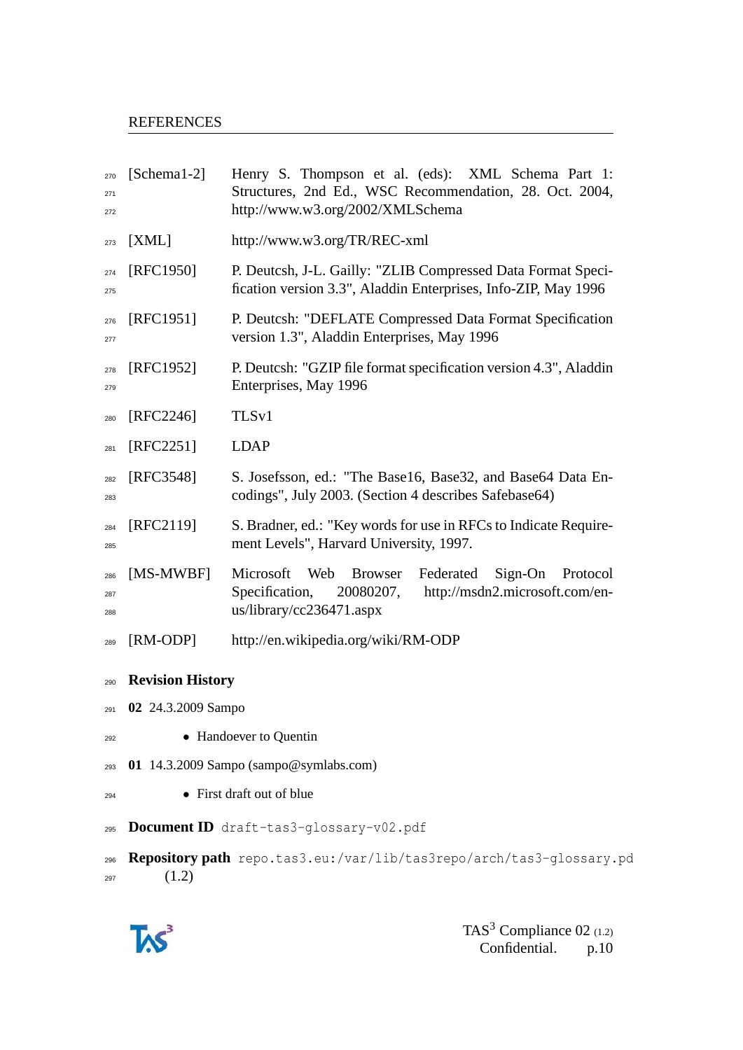[Schema1-2] Henry S. Thompson et al. (eds): XML Schema Part 1: Structures, 2nd Ed., WSC Recommendation, 28. Oct. 2004, http://www.w3.org/2002/XMLSchema

[XML] http://www.w3.org/TR/REC-xml

[RFC1950] P. Deutcsh, J-L. Gailly: "ZLIB Compressed Data Format Specification version 3.3", Aladdin Enterprises, Info-ZIP, May 1996

[RFC1951] P. Deutcsh: "DEFLATE Compressed Data Format Specification version 1.3", Aladdin Enterprises, May 1996

[RFC1952] P. Deutcsh: "GZIP file format specification version 4.3", Aladdin Enterprises, May 1996

[RFC2246] TLSv1

[RFC2251] LDAP

[RFC3548] S. Josefsson, ed.: "The Base16, Base32, and Base64 Data Encodings", July 2003. (Section 4 describes Safebase64)

[RFC2119] S. Bradner, ed.: "Key words for use in RFCs to Indicate Requirement Levels", Harvard University, 1997.

[MS-MWBF] Microsoft Web Browser Federated Sign-On Protocol Specification, 20080207, http://msdn2.microsoft.com/en-us/library/cc236471.aspx

[RM-ODP] http://en.wikipedia.org/wiki/RM-ODP

## Revision History

**02** 24.3.2009 Sampo

- Handoever to Quentin

**01** 14.3.2009 Sampo (sampo@symlabs.com)

- First draft out of blue

**Document ID** `draft-tas3-glossary-v02.pdf`

**Repository path** `repo.tas3.eu:/var/lib/tas3repo/arch/tas3-glossary.pd` (1.2)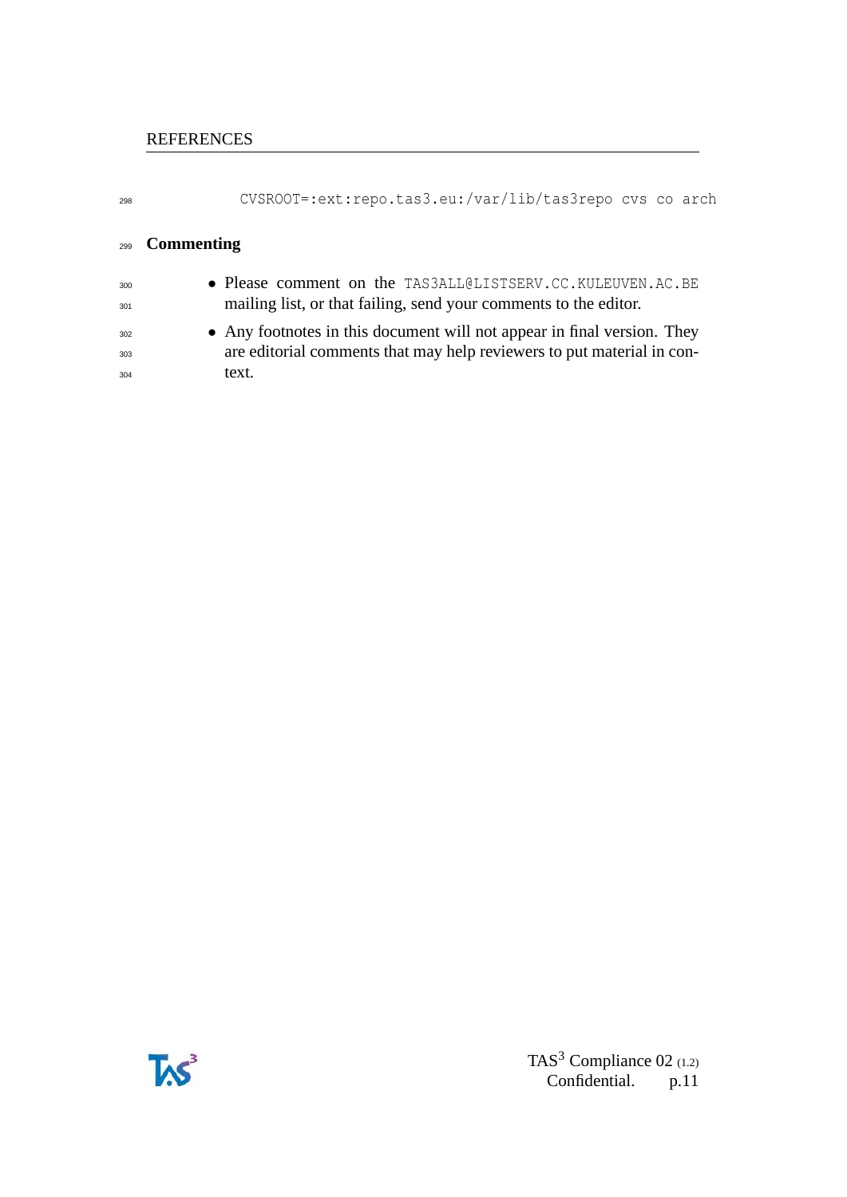```
CVSROOT=:ext:repo.tas3.eu:/var/lib/tas3repo cvs co arch
```

## Commenting

- Please comment on the `TAS3ALL@LISTSERV.CC.KULEUVEN.AC.BE` mailing list, or that failing, send your comments to the editor.
- Any footnotes in this document will not appear in final version. They are editorial comments that may help reviewers to put material in context.